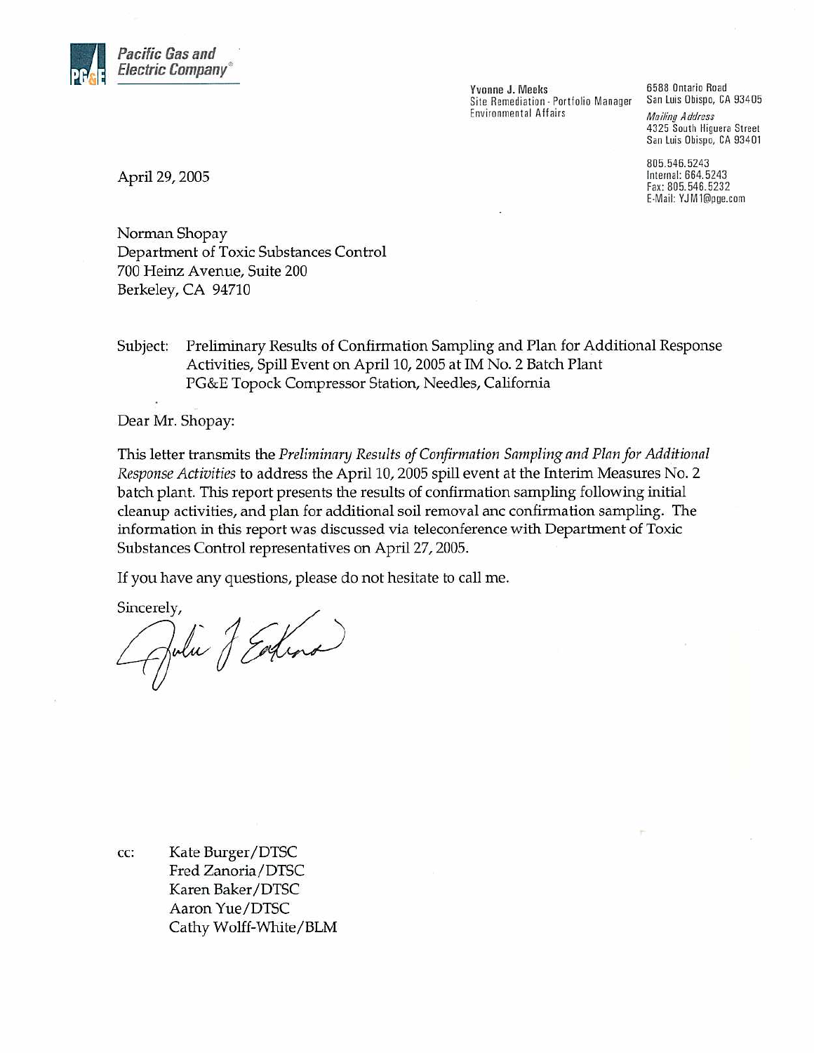**Pacific Gas and Electric Company**®

**Yvonne J. Meeks**
Site Remediation - Portfolio Manager
Environmental Affairs

6588 Ontario Road
San Luis Obispo, CA 93405

*Mailing Address*
4325 South Higuera Street
San Luis Obispo, CA 93401

805.546.5243
Internal: 664.5243
Fax: 805.546.5232
E-Mail: YJM1@pge.com

April 29, 2005

Norman Shopay
Department of Toxic Substances Control
700 Heinz Avenue, Suite 200
Berkeley, CA 94710

Subject: Preliminary Results of Confirmation Sampling and Plan for Additional Response Activities, Spill Event on April 10, 2005 at IM No. 2 Batch Plant
PG&E Topock Compressor Station, Needles, California

Dear Mr. Shopay:

This letter transmits the *Preliminary Results of Confirmation Sampling and Plan for Additional Response Activities* to address the April 10, 2005 spill event at the Interim Measures No. 2 batch plant. This report presents the results of confirmation sampling following initial cleanup activities, and plan for additional soil removal anc confirmation sampling. The information in this report was discussed via teleconference with Department of Toxic Substances Control representatives on April 27, 2005.

If you have any questions, please do not hesitate to call me.

Sincerely,

cc: Kate Burger/DTSC
Fred Zanoria/DTSC
Karen Baker/DTSC
Aaron Yue/DTSC
Cathy Wolff-White/BLM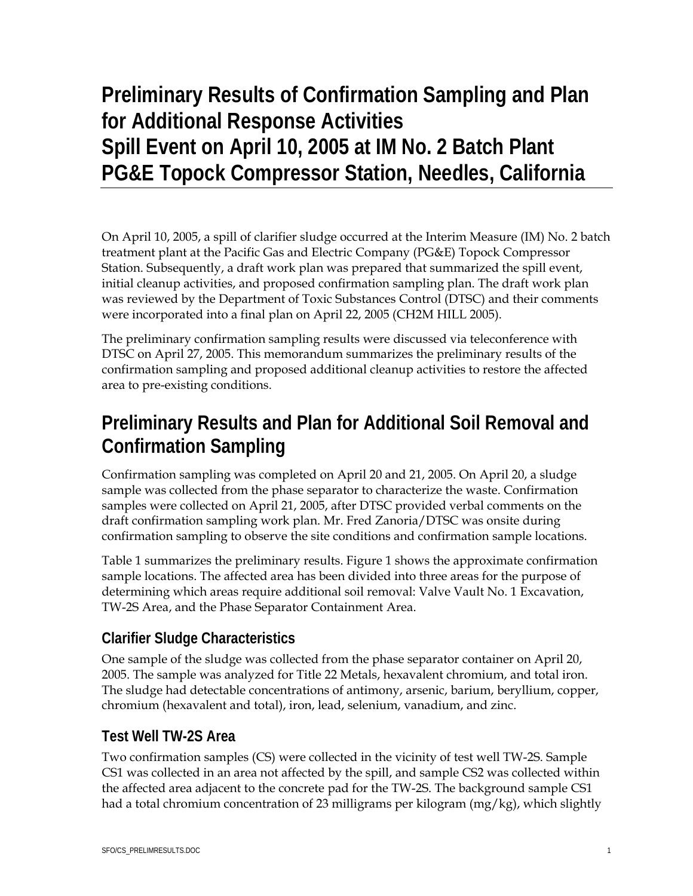# Preliminary Results of Confirmation Sampling and Plan for Additional Response Activities
# Spill Event on April 10, 2005 at IM No. 2 Batch Plant
# PG&E Topock Compressor Station, Needles, California

On April 10, 2005, a spill of clarifier sludge occurred at the Interim Measure (IM) No. 2 batch treatment plant at the Pacific Gas and Electric Company (PG&E) Topock Compressor Station. Subsequently, a draft work plan was prepared that summarized the spill event, initial cleanup activities, and proposed confirmation sampling plan. The draft work plan was reviewed by the Department of Toxic Substances Control (DTSC) and their comments were incorporated into a final plan on April 22, 2005 (CH2M HILL 2005).

The preliminary confirmation sampling results were discussed via teleconference with DTSC on April 27, 2005. This memorandum summarizes the preliminary results of the confirmation sampling and proposed additional cleanup activities to restore the affected area to pre-existing conditions.

## Preliminary Results and Plan for Additional Soil Removal and Confirmation Sampling

Confirmation sampling was completed on April 20 and 21, 2005. On April 20, a sludge sample was collected from the phase separator to characterize the waste. Confirmation samples were collected on April 21, 2005, after DTSC provided verbal comments on the draft confirmation sampling work plan. Mr. Fred Zanoria/DTSC was onsite during confirmation sampling to observe the site conditions and confirmation sample locations.

Table 1 summarizes the preliminary results. Figure 1 shows the approximate confirmation sample locations. The affected area has been divided into three areas for the purpose of determining which areas require additional soil removal: Valve Vault No. 1 Excavation, TW-2S Area, and the Phase Separator Containment Area.

### Clarifier Sludge Characteristics

One sample of the sludge was collected from the phase separator container on April 20, 2005. The sample was analyzed for Title 22 Metals, hexavalent chromium, and total iron. The sludge had detectable concentrations of antimony, arsenic, barium, beryllium, copper, chromium (hexavalent and total), iron, lead, selenium, vanadium, and zinc.

### Test Well TW-2S Area

Two confirmation samples (CS) were collected in the vicinity of test well TW-2S. Sample CS1 was collected in an area not affected by the spill, and sample CS2 was collected within the affected area adjacent to the concrete pad for the TW-2S. The background sample CS1 had a total chromium concentration of 23 milligrams per kilogram (mg/kg), which slightly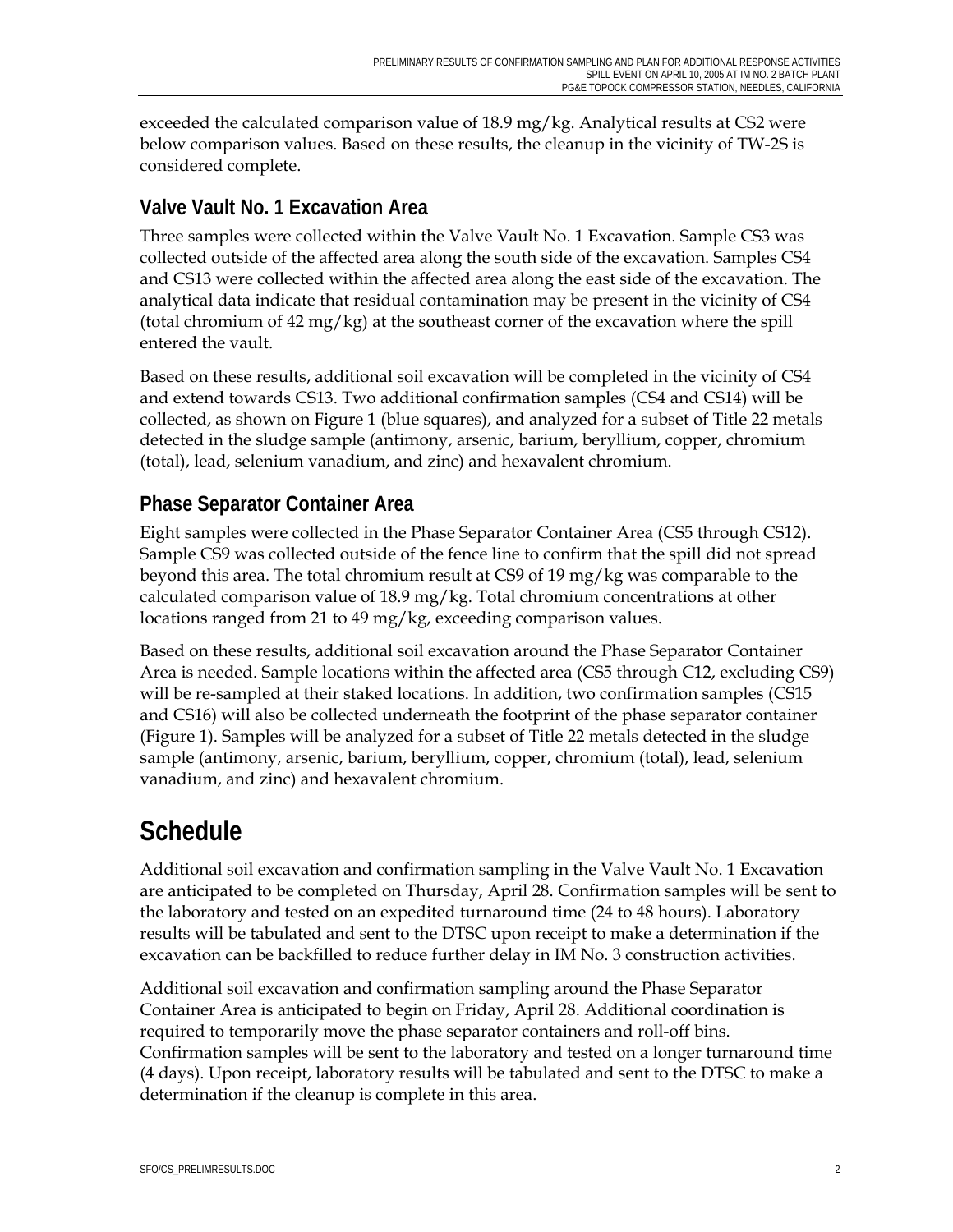exceeded the calculated comparison value of 18.9 mg/kg. Analytical results at CS2 were below comparison values. Based on these results, the cleanup in the vicinity of TW-2S is considered complete.

## Valve Vault No. 1 Excavation Area

Three samples were collected within the Valve Vault No. 1 Excavation. Sample CS3 was collected outside of the affected area along the south side of the excavation. Samples CS4 and CS13 were collected within the affected area along the east side of the excavation. The analytical data indicate that residual contamination may be present in the vicinity of CS4 (total chromium of 42 mg/kg) at the southeast corner of the excavation where the spill entered the vault.

Based on these results, additional soil excavation will be completed in the vicinity of CS4 and extend towards CS13. Two additional confirmation samples (CS4 and CS14) will be collected, as shown on Figure 1 (blue squares), and analyzed for a subset of Title 22 metals detected in the sludge sample (antimony, arsenic, barium, beryllium, copper, chromium (total), lead, selenium vanadium, and zinc) and hexavalent chromium.

## Phase Separator Container Area

Eight samples were collected in the Phase Separator Container Area (CS5 through CS12). Sample CS9 was collected outside of the fence line to confirm that the spill did not spread beyond this area. The total chromium result at CS9 of 19 mg/kg was comparable to the calculated comparison value of 18.9 mg/kg. Total chromium concentrations at other locations ranged from 21 to 49 mg/kg, exceeding comparison values.

Based on these results, additional soil excavation around the Phase Separator Container Area is needed. Sample locations within the affected area (CS5 through C12, excluding CS9) will be re-sampled at their staked locations. In addition, two confirmation samples (CS15 and CS16) will also be collected underneath the footprint of the phase separator container (Figure 1). Samples will be analyzed for a subset of Title 22 metals detected in the sludge sample (antimony, arsenic, barium, beryllium, copper, chromium (total), lead, selenium vanadium, and zinc) and hexavalent chromium.

# Schedule

Additional soil excavation and confirmation sampling in the Valve Vault No. 1 Excavation are anticipated to be completed on Thursday, April 28. Confirmation samples will be sent to the laboratory and tested on an expedited turnaround time (24 to 48 hours). Laboratory results will be tabulated and sent to the DTSC upon receipt to make a determination if the excavation can be backfilled to reduce further delay in IM No. 3 construction activities.

Additional soil excavation and confirmation sampling around the Phase Separator Container Area is anticipated to begin on Friday, April 28. Additional coordination is required to temporarily move the phase separator containers and roll-off bins. Confirmation samples will be sent to the laboratory and tested on a longer turnaround time (4 days). Upon receipt, laboratory results will be tabulated and sent to the DTSC to make a determination if the cleanup is complete in this area.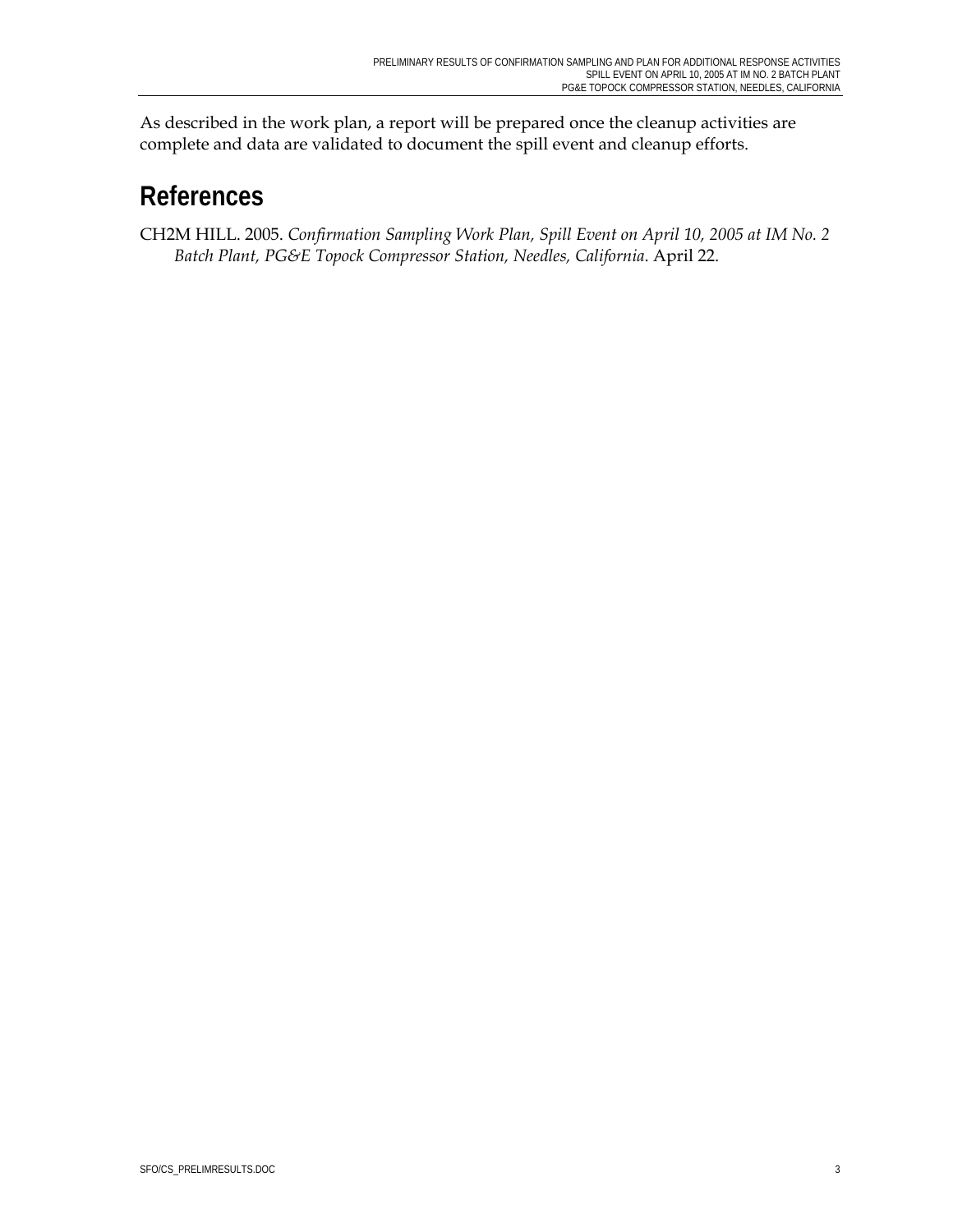As described in the work plan, a report will be prepared once the cleanup activities are complete and data are validated to document the spill event and cleanup efforts.

# References

CH2M HILL. 2005. *Confirmation Sampling Work Plan, Spill Event on April 10, 2005 at IM No. 2 Batch Plant, PG&E Topock Compressor Station, Needles, California*. April 22.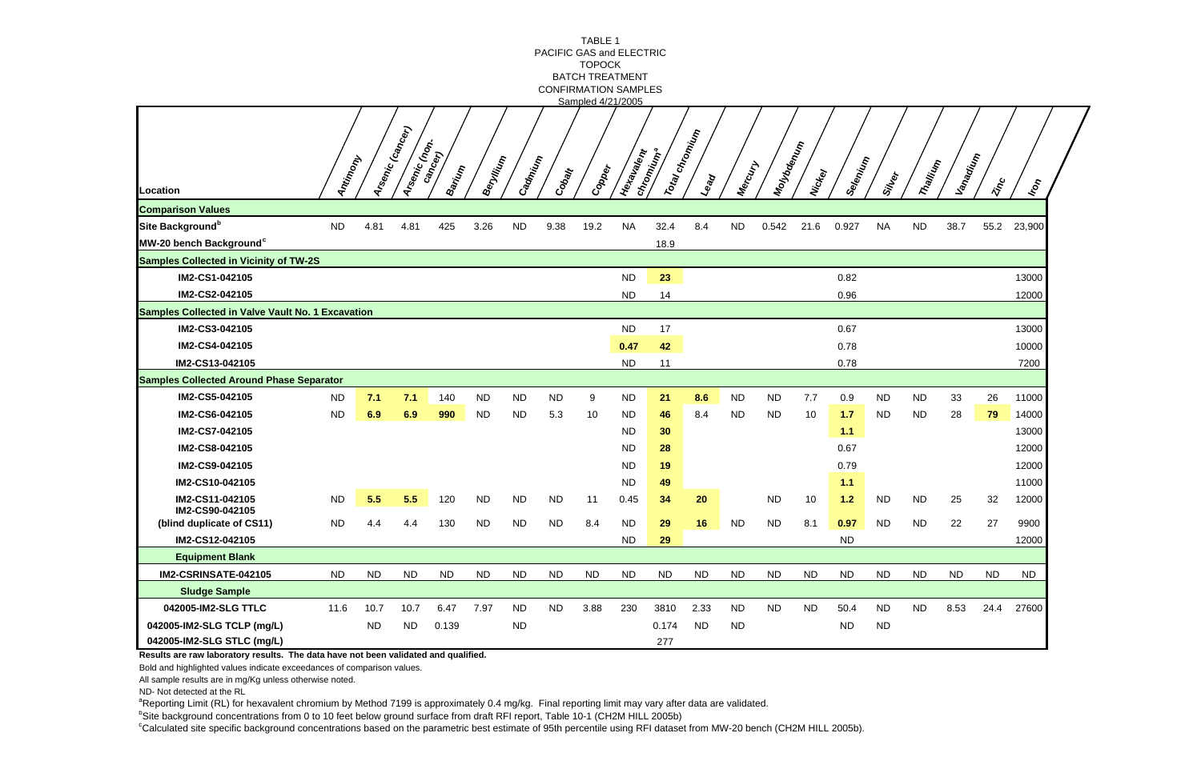TABLE 1
PACIFIC GAS and ELECTRIC
TOPOCK
BATCH TREATMENT
CONFIRMATION SAMPLES
Sampled 4/21/2005

| Location | Antimony | Arsenic (cancer) | Arsenic (non-cancer) | Barium | Beryllium | Cadmium | Cobalt | Copper | Hexavalent chromium[a] | Total chromium | Lead | Mercury | Molybdenum | Nickel | Selenium | Silver | Thallium | Vanadium | Zinc | Iron |
|---|---|---|---|---|---|---|---|---|---|---|---|---|---|---|---|---|---|---|---|---|
| **Comparison Values** | | | | | | | | | | | | | | | | | | | | |
| **Site Background[b]** | ND | 4.81 | 4.81 | 425 | 3.26 | ND | 9.38 | 19.2 | NA | 32.4 | 8.4 | ND | 0.542 | 21.6 | 0.927 | NA | ND | 38.7 | 55.2 | 23,900 |
| **MW-20 bench Background[c]** | | | | | | | | | | 18.9 | | | | | | | | | | |
| **Samples Collected in Vicinity of TW-2S** | | | | | | | | | | | | | | | | | | | | |
| IM2-CS1-042105 | | | | | | | | | ND | **23** | | | | | 0.82 | | | | | 13000 |
| IM2-CS2-042105 | | | | | | | | | ND | 14 | | | | | 0.96 | | | | | 12000 |
| **Samples Collected in Valve Vault No. 1 Excavation** | | | | | | | | | | | | | | | | | | | | |
| IM2-CS3-042105 | | | | | | | | | ND | 17 | | | | | 0.67 | | | | | 13000 |
| IM2-CS4-042105 | | | | | | | | | **0.47** | **42** | | | | | 0.78 | | | | | 10000 |
| IM2-CS13-042105 | | | | | | | | | ND | 11 | | | | | 0.78 | | | | | 7200 |
| **Samples Collected Around Phase Separator** | | | | | | | | | | | | | | | | | | | | |
| IM2-CS5-042105 | ND | **7.1** | **7.1** | 140 | ND | ND | ND | 9 | ND | 21 | **8.6** | ND | ND | 7.7 | 0.9 | ND | ND | 33 | 26 | 11000 |
| IM2-CS6-042105 | ND | **6.9** | **6.9** | **990** | ND | ND | 5.3 | 10 | ND | **46** | 8.4 | ND | ND | 10 | **1.7** | ND | ND | 28 | **79** | 14000 |
| IM2-CS7-042105 | | | | | | | | | ND | **30** | | | | | **1.1** | | | | | 13000 |
| IM2-CS8-042105 | | | | | | | | | ND | **28** | | | | | 0.67 | | | | | 12000 |
| IM2-CS9-042105 | | | | | | | | | ND | **19** | | | | | 0.79 | | | | | 12000 |
| IM2-CS10-042105 | | | | | | | | | ND | **49** | | | | | **1.1** | | | | | 11000 |
| IM2-CS11-042105 | ND | **5.5** | **5.5** | 120 | ND | ND | ND | 11 | 0.45 | **34** | **20** | | ND | 10 | **1.2** | ND | ND | 25 | 32 | 12000 |
| IM2-CS90-042105 (blind duplicate of CS11) | ND | 4.4 | 4.4 | 130 | ND | ND | ND | 8.4 | ND | **29** | **16** | ND | ND | 8.1 | **0.97** | ND | ND | 22 | 27 | 9900 |
| IM2-CS12-042105 | | | | | | | | | ND | **29** | | | | | ND | | | | | 12000 |
| **Equipment Blank** | | | | | | | | | | | | | | | | | | | | |
| IM2-CSRINSATE-042105 | ND | ND | ND | ND | ND | ND | ND | ND | ND | ND | ND | ND | ND | ND | ND | ND | ND | ND | ND | ND |
| **Sludge Sample** | | | | | | | | | | | | | | | | | | | | |
| 042005-IM2-SLG TTLC | 11.6 | 10.7 | 10.7 | 6.47 | 7.97 | ND | ND | 3.88 | 230 | 3810 | 2.33 | ND | ND | ND | 50.4 | ND | ND | 8.53 | 24.4 | 27600 |
| 042005-IM2-SLG TCLP (mg/L) | | ND | ND | 0.139 | | ND | | | | 0.174 | ND | ND | | | ND | ND | | | | |
| 042005-IM2-SLG STLC (mg/L) | | | | | | | | | | 277 | | | | | | | | | | |

**Results are raw laboratory results. The data have not been validated and qualified.**

Bold and highlighted values indicate exceedances of comparison values.

All sample results are in mg/Kg unless otherwise noted.

ND- Not detected at the RL

[a]Reporting Limit (RL) for hexavalent chromium by Method 7199 is approximately 0.4 mg/kg. Final reporting limit may vary after data are validated.

[b]Site background concentrations from 0 to 10 feet below ground surface from draft RFI report, Table 10-1 (CH2M HILL 2005b)

[c]Calculated site specific background concentrations based on the parametric best estimate of 95th percentile using RFI dataset from MW-20 bench (CH2M HILL 2005b).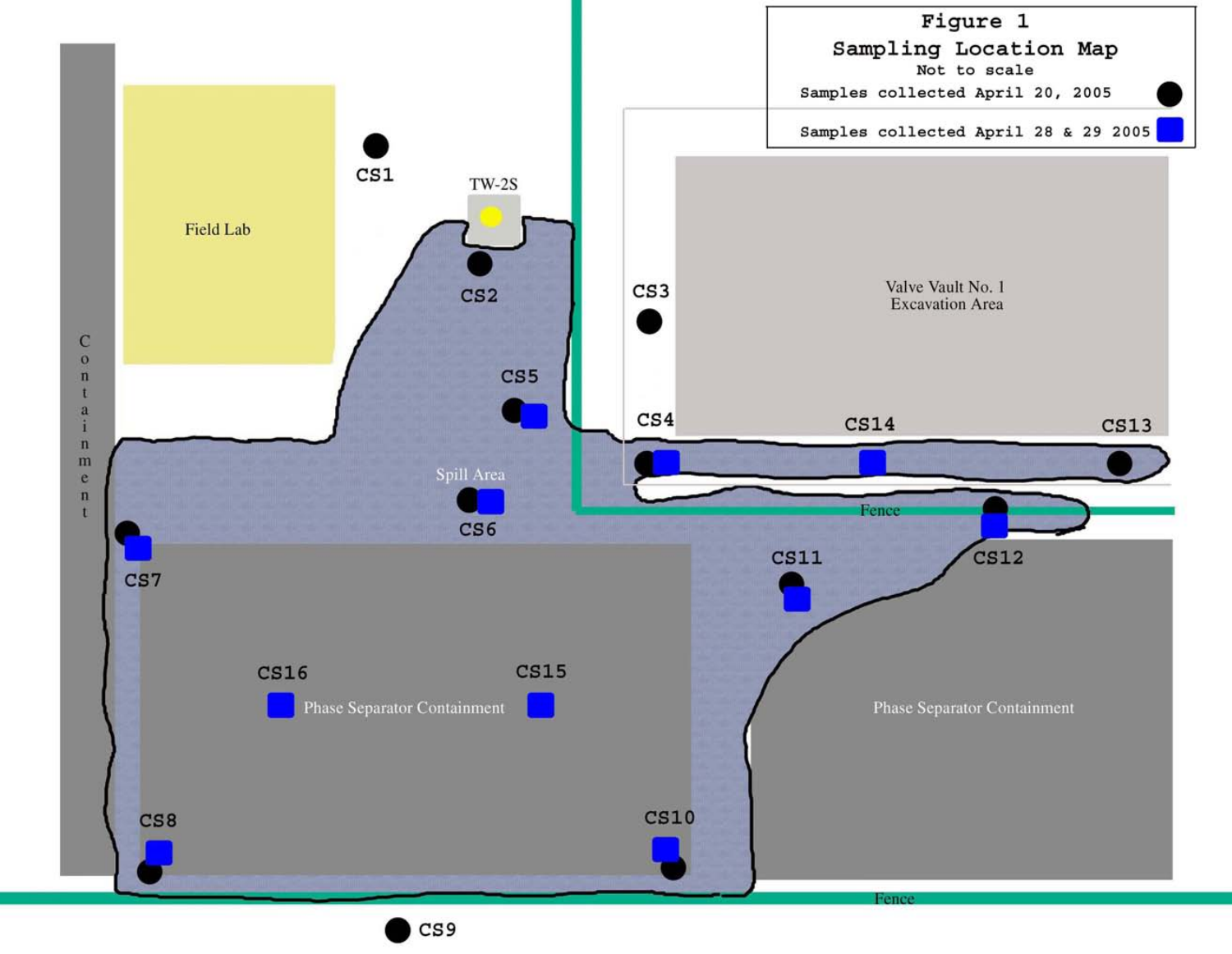**Figure 1**

**Sampling Location Map**

Not to scale

Samples collected April 20, 2005

Samples collected April 28 & 29 2005

Field Lab

CS1

TW-2S

CS2

CS3

Valve Vault No. 1
Excavation Area

CS5

CS4

CS14

CS13

Spill Area

CS6

Fence

C
o
n
t
a
i
n
m
e
n
t

CS7

CS11

CS12

CS16

CS15

Phase Separator Containment

Phase Separator Containment

CS8

CS10

Fence

CS9